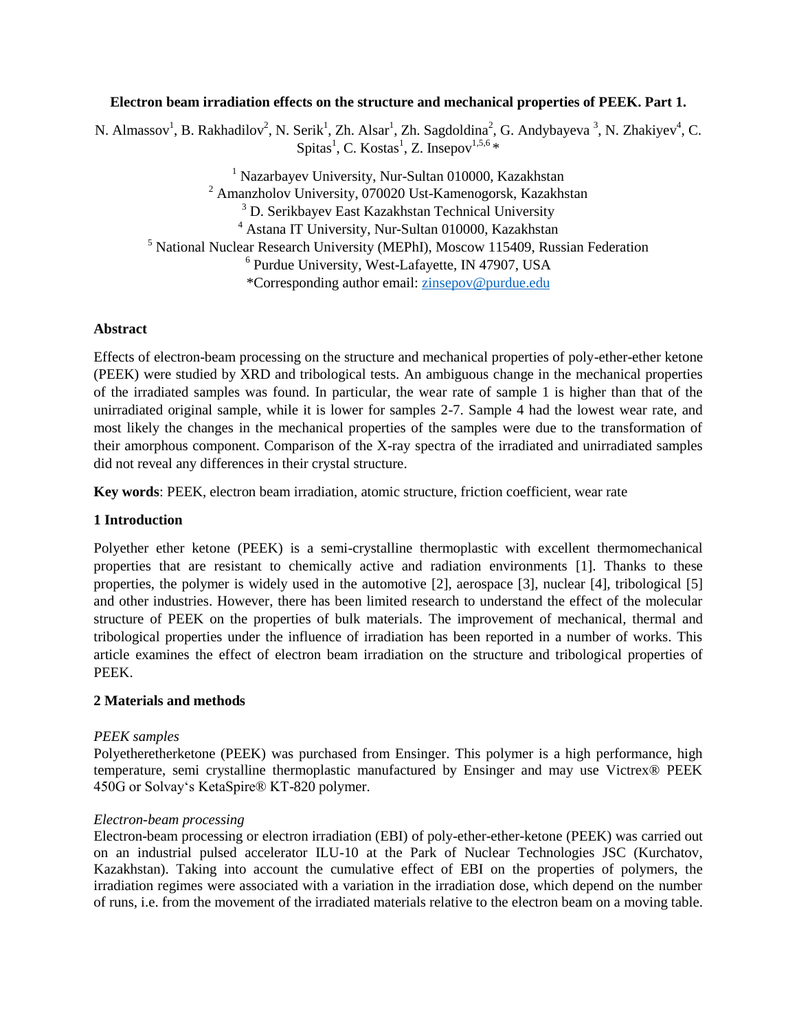# Electron beam irradiation effects on the structure and mechanical properties of PEEK. Part 1.

N. Almassov[1], B. Rakhadilov[2], N. Serik[1], Zh. Alsar[1], Zh. Sagdoldina[2], G. Andybayeva [3], N. Zhakiyev[4], C. Spitas[1], C. Kostas[1], Z. Insepov[1,5,6] *

[1] Nazarbayev University, Nur-Sultan 010000, Kazakhstan
[2] Amanzholov University, 070020 Ust-Kamenogorsk, Kazakhstan
[3] D. Serikbayev East Kazakhstan Technical University
[4] Astana IT University, Nur-Sultan 010000, Kazakhstan
[5] National Nuclear Research University (MEPhI), Moscow 115409, Russian Federation
[6] Purdue University, West-Lafayette, IN 47907, USA
*Corresponding author email: zinsepov@purdue.edu

## Abstract

Effects of electron-beam processing on the structure and mechanical properties of poly-ether-ether ketone (PEEK) were studied by XRD and tribological tests. An ambiguous change in the mechanical properties of the irradiated samples was found. In particular, the wear rate of sample 1 is higher than that of the unirradiated original sample, while it is lower for samples 2-7. Sample 4 had the lowest wear rate, and most likely the changes in the mechanical properties of the samples were due to the transformation of their amorphous component. Comparison of the X-ray spectra of the irradiated and unirradiated samples did not reveal any differences in their crystal structure.

**Key words**: PEEK, electron beam irradiation, atomic structure, friction coefficient, wear rate

## 1 Introduction

Polyether ether ketone (PEEK) is a semi-crystalline thermoplastic with excellent thermomechanical properties that are resistant to chemically active and radiation environments [1]. Thanks to these properties, the polymer is widely used in the automotive [2], aerospace [3], nuclear [4], tribological [5] and other industries. However, there has been limited research to understand the effect of the molecular structure of PEEK on the properties of bulk materials. The improvement of mechanical, thermal and tribological properties under the influence of irradiation has been reported in a number of works. This article examines the effect of electron beam irradiation on the structure and tribological properties of PEEK.

## 2 Materials and methods

*PEEK samples*

Polyetheretherketone (PEEK) was purchased from Ensinger. This polymer is a high performance, high temperature, semi crystalline thermoplastic manufactured by Ensinger and may use Victrex® PEEK 450G or Solvay's KetaSpire® KT-820 polymer.

*Electron-beam processing*

Electron-beam processing or electron irradiation (EBI) of poly-ether-ether-ketone (PEEK) was carried out on an industrial pulsed accelerator ILU-10 at the Park of Nuclear Technologies JSC (Kurchatov, Kazakhstan). Taking into account the cumulative effect of EBI on the properties of polymers, the irradiation regimes were associated with a variation in the irradiation dose, which depend on the number of runs, i.e. from the movement of the irradiated materials relative to the electron beam on a moving table.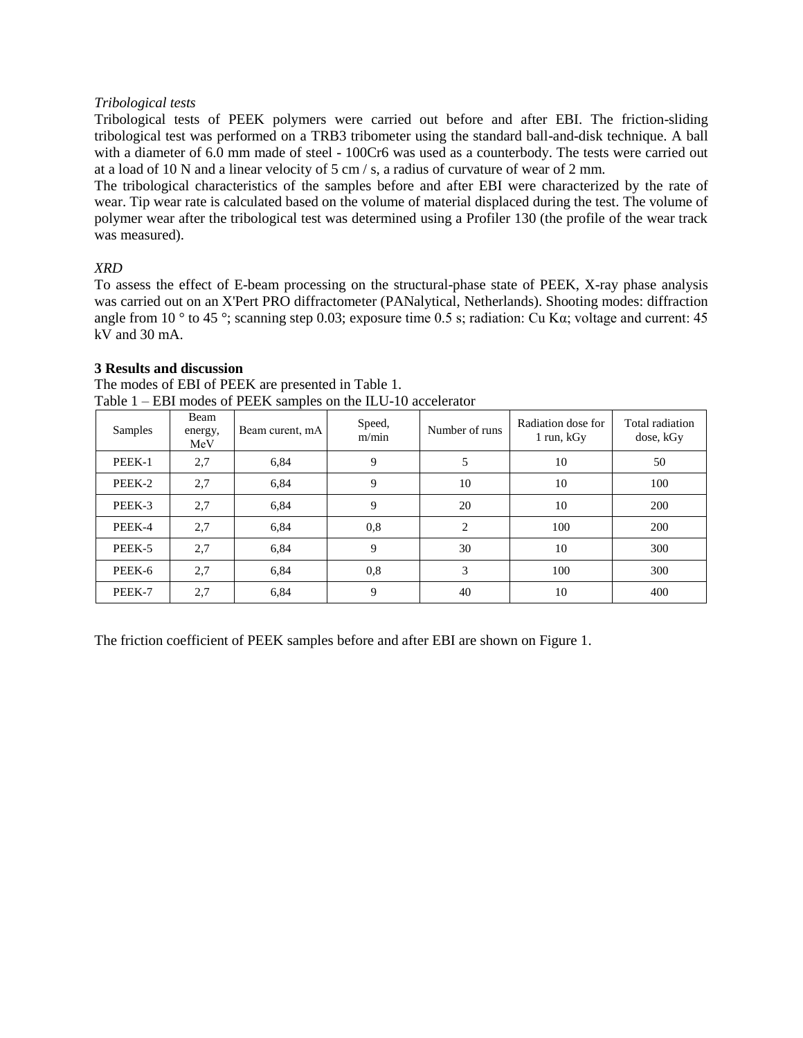*Tribological tests*

Tribological tests of PEEK polymers were carried out before and after EBI. The friction-sliding tribological test was performed on a TRB3 tribometer using the standard ball-and-disk technique. A ball with a diameter of 6.0 mm made of steel - 100Cr6 was used as a counterbody. The tests were carried out at a load of 10 N and a linear velocity of 5 cm / s, a radius of curvature of wear of 2 mm.

The tribological characteristics of the samples before and after EBI were characterized by the rate of wear. Tip wear rate is calculated based on the volume of material displaced during the test. The volume of polymer wear after the tribological test was determined using a Profiler 130 (the profile of the wear track was measured).

*XRD*

To assess the effect of E-beam processing on the structural-phase state of PEEK, X-ray phase analysis was carried out on an X'Pert PRO diffractometer (PANalytical, Netherlands). Shooting modes: diffraction angle from 10 ° to 45 °; scanning step 0.03; exposure time 0.5 s; radiation: Cu Kα; voltage and current: 45 kV and 30 mA.

**3 Results and discussion**

The modes of EBI of PEEK are presented in Table 1.

Table 1 – EBI modes of PEEK samples on the ILU-10 accelerator

| Samples | Beam energy, MeV | Beam curent, mA | Speed, m/min | Number of runs | Radiation dose for 1 run, kGy | Total radiation dose, kGy |
|---|---|---|---|---|---|---|
| PEEK-1 | 2,7 | 6,84 | 9 | 5 | 10 | 50 |
| PEEK-2 | 2,7 | 6,84 | 9 | 10 | 10 | 100 |
| PEEK-3 | 2,7 | 6,84 | 9 | 20 | 10 | 200 |
| PEEK-4 | 2,7 | 6,84 | 0,8 | 2 | 100 | 200 |
| PEEK-5 | 2,7 | 6,84 | 9 | 30 | 10 | 300 |
| PEEK-6 | 2,7 | 6,84 | 0,8 | 3 | 100 | 300 |
| PEEK-7 | 2,7 | 6,84 | 9 | 40 | 10 | 400 |

The friction coefficient of PEEK samples before and after EBI are shown on Figure 1.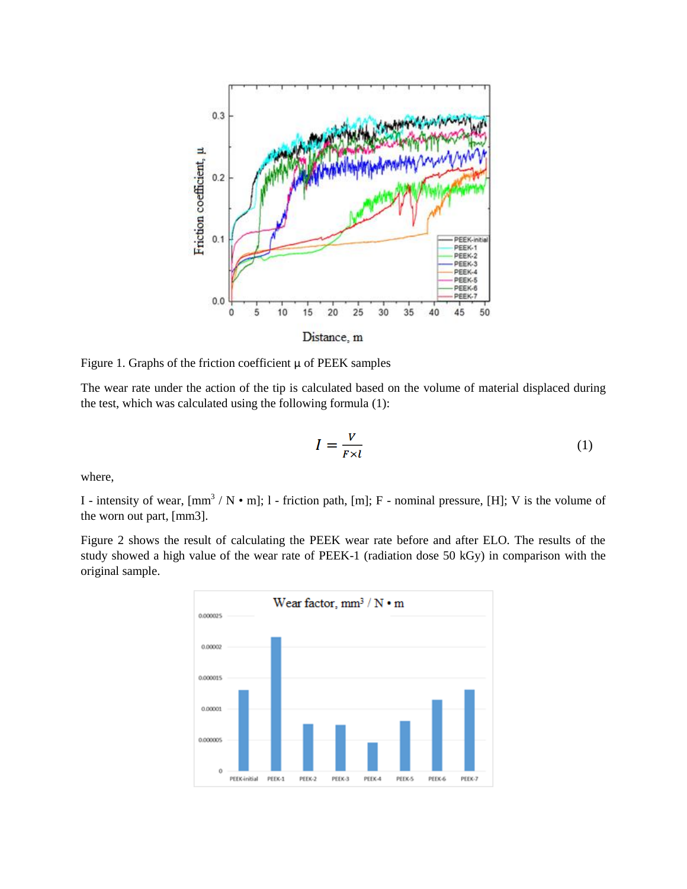Figure 1. Graphs of the friction coefficient μ of PEEK samples

The wear rate under the action of the tip is calculated based on the volume of material displaced during the test, which was calculated using the following formula (1):

$$I = \frac{V}{F \times l} \tag{1}$$

where,

I - intensity of wear, [mm$^3$ / N • m]; l - friction path, [m]; F - nominal pressure, [H]; V is the volume of the worn out part, [mm3].

Figure 2 shows the result of calculating the PEEK wear rate before and after ELO. The results of the study showed a high value of the wear rate of PEEK-1 (radiation dose 50 kGy) in comparison with the original sample.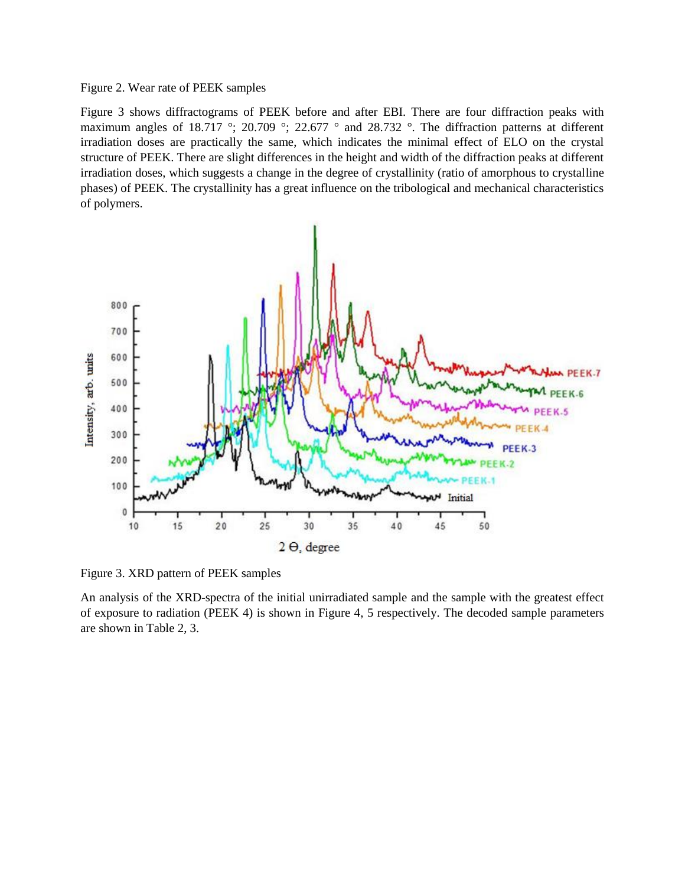Figure 2. Wear rate of PEEK samples

Figure 3 shows diffractograms of PEEK before and after EBI. There are four diffraction peaks with maximum angles of 18.717 °; 20.709 °; 22.677 ° and 28.732 °. The diffraction patterns at different irradiation doses are practically the same, which indicates the minimal effect of ELO on the crystal structure of PEEK. There are slight differences in the height and width of the diffraction peaks at different irradiation doses, which suggests a change in the degree of crystallinity (ratio of amorphous to crystalline phases) of PEEK. The crystallinity has a great influence on the tribological and mechanical characteristics of polymers.

Figure 3. XRD pattern of PEEK samples

An analysis of the XRD-spectra of the initial unirradiated sample and the sample with the greatest effect of exposure to radiation (PEEK 4) is shown in Figure 4, 5 respectively. The decoded sample parameters are shown in Table 2, 3.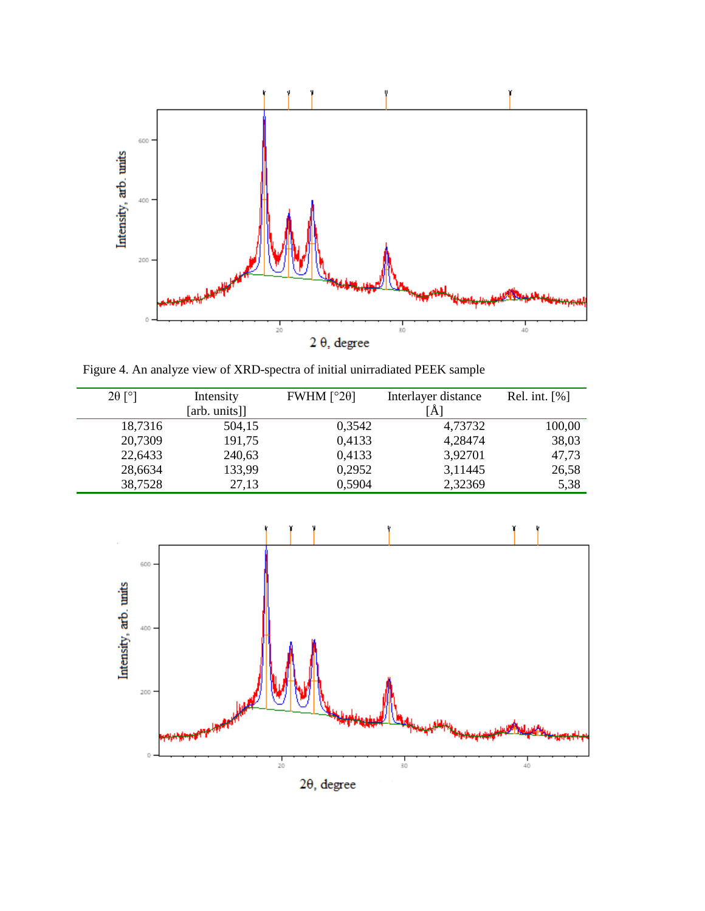Figure 4. An analyze view of XRD-spectra of initial unirradiated PEEK sample

| 2θ [°] | Intensity [arb. units]] | FWHM [°2θ] | Interlayer distance [Å] | Rel. int. [%] |
|---|---|---|---|---|
| 18,7316 | 504,15 | 0,3542 | 4,73732 | 100,00 |
| 20,7309 | 191,75 | 0,4133 | 4,28474 | 38,03 |
| 22,6433 | 240,63 | 0,4133 | 3,92701 | 47,73 |
| 28,6634 | 133,99 | 0,2952 | 3,11445 | 26,58 |
| 38,7528 | 27,13 | 0,5904 | 2,32369 | 5,38 |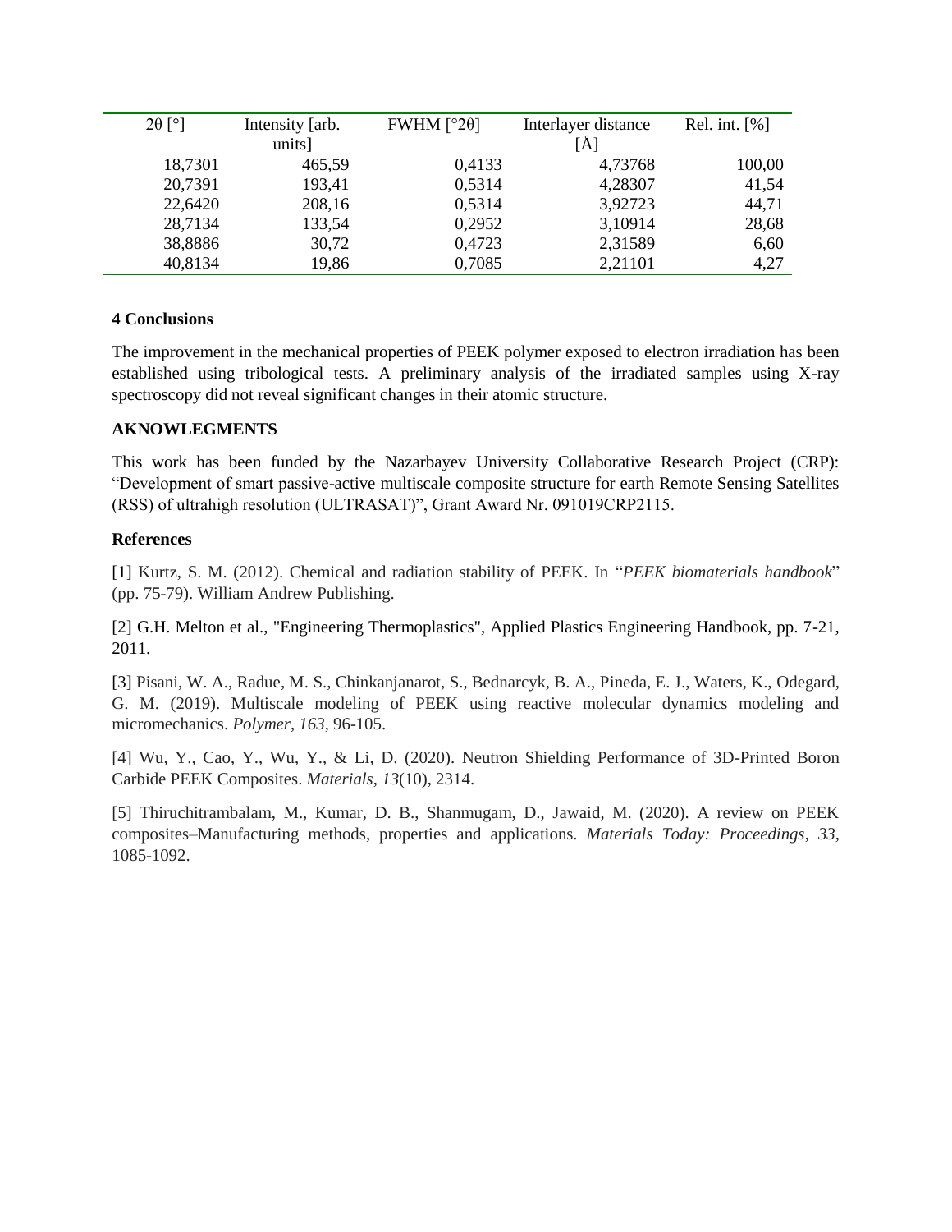| 2θ [°] | Intensity [arb. units] | FWHM [°2θ] | Interlayer distance [Å] | Rel. int. [%] |
|---|---|---|---|---|
| 18,7301 | 465,59 | 0,4133 | 4,73768 | 100,00 |
| 20,7391 | 193,41 | 0,5314 | 4,28307 | 41,54 |
| 22,6420 | 208,16 | 0,5314 | 3,92723 | 44,71 |
| 28,7134 | 133,54 | 0,2952 | 3,10914 | 28,68 |
| 38,8886 | 30,72 | 0,4723 | 2,31589 | 6,60 |
| 40,8134 | 19,86 | 0,7085 | 2,21101 | 4,27 |

## 4 Conclusions

The improvement in the mechanical properties of PEEK polymer exposed to electron irradiation has been established using tribological tests. A preliminary analysis of the irradiated samples using X-ray spectroscopy did not reveal significant changes in their atomic structure.

## AKNOWLEGMENTS

This work has been funded by the Nazarbayev University Collaborative Research Project (CRP): "Development of smart passive-active multiscale composite structure for earth Remote Sensing Satellites (RSS) of ultrahigh resolution (ULTRASAT)", Grant Award Nr. 091019CRP2115.

## References

[1] Kurtz, S. M. (2012). Chemical and radiation stability of PEEK. In "*PEEK biomaterials handbook*" (pp. 75-79). William Andrew Publishing.

[2] G.H. Melton et al., "Engineering Thermoplastics", Applied Plastics Engineering Handbook, pp. 7-21, 2011.

[3] Pisani, W. A., Radue, M. S., Chinkanjanarot, S., Bednarcyk, B. A., Pineda, E. J., Waters, K., Odegard, G. M. (2019). Multiscale modeling of PEEK using reactive molecular dynamics modeling and micromechanics. *Polymer*, *163*, 96-105.

[4] Wu, Y., Cao, Y., Wu, Y., & Li, D. (2020). Neutron Shielding Performance of 3D-Printed Boron Carbide PEEK Composites. *Materials*, *13*(10), 2314.

[5] Thiruchitrambalam, M., Kumar, D. B., Shanmugam, D., Jawaid, M. (2020). A review on PEEK composites–Manufacturing methods, properties and applications. *Materials Today: Proceedings*, *33*, 1085-1092.